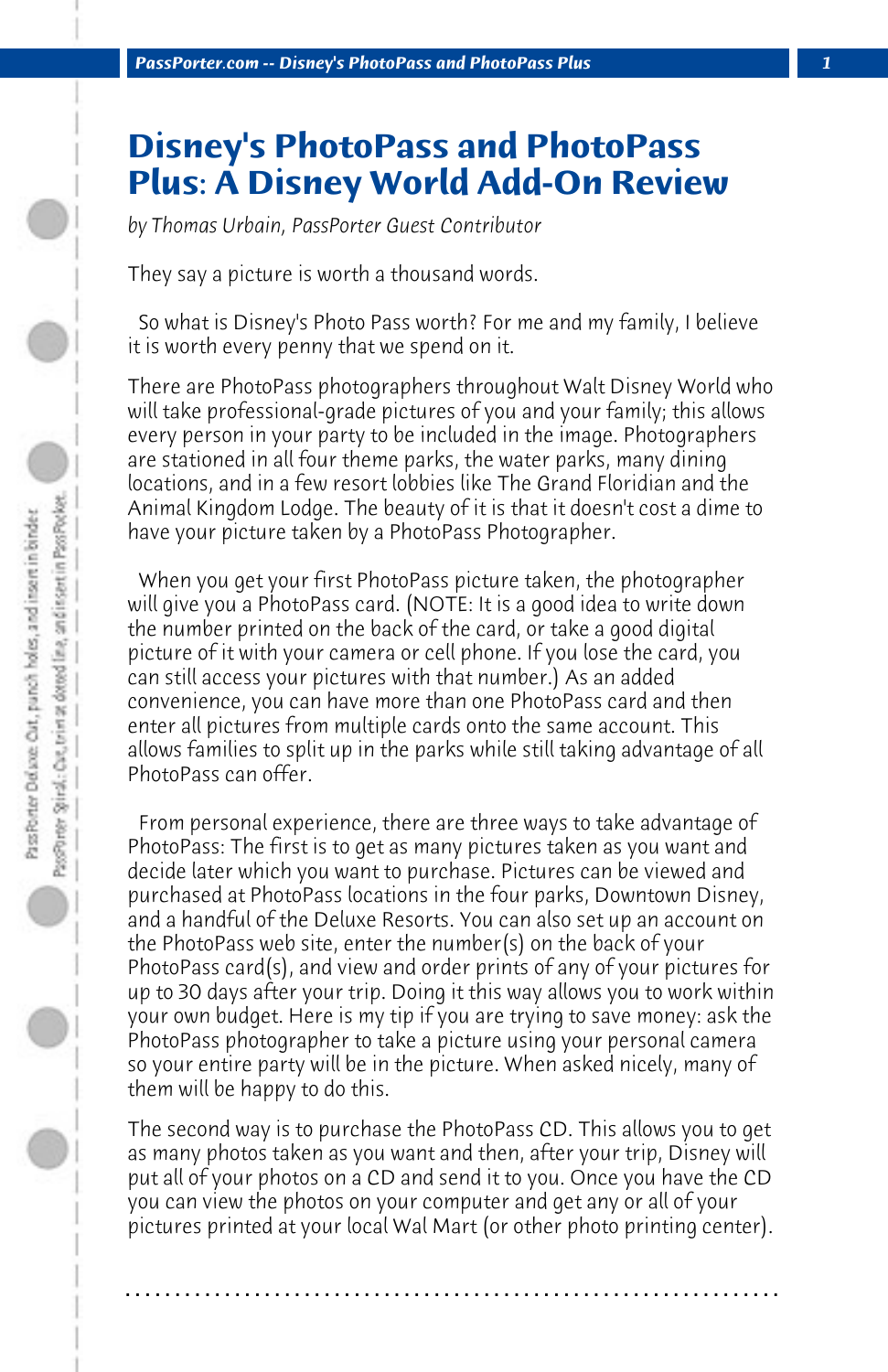# Disney's PhotoPass and PhotoPass Plus: A Disney World Add-On Review

*by Thomas Urbain, PassPorter Guest Contributor*

They say a picture is worth a thousand words.

So what is Disney's Photo Pass worth? For me and my family, I believe it is worth every penny that we spend on it.

There are PhotoPass photographers throughout Walt Disney World who will take professional-grade pictures of you and your family; this allows every person in your party to be included in the image. Photographers are stationed in all four theme parks, the water parks, many dining locations, and in a few resort lobbies like The Grand Floridian and the Animal Kingdom Lodge. The beauty of it is that it doesn't cost a dime to have your picture taken by a PhotoPass Photographer.

When you get your first PhotoPass picture taken, the photographer will give you a PhotoPass card. (NOTE: It is a good idea to write down the number printed on the back of the card, or take a good digital picture of it with your camera or cell phone. If you lose the card, you can still access your pictures with that number.) As an added convenience, you can have more than one PhotoPass card and then enter all pictures from multiple cards onto the same account. This allows families to split up in the parks while still taking advantage of all PhotoPass can offer.

From personal experience, there are three ways to take advantage of PhotoPass: The first is to get as many pictures taken as you want and decide later which you want to purchase. Pictures can be viewed and purchased at PhotoPass locations in the four parks, Downtown Disney, and a handful of the Deluxe Resorts. You can also set up an account on the PhotoPass web site, enter the number(s) on the back of your PhotoPass card(s), and view and order prints of any of your pictures for up to 30 days after your trip. Doing it this way allows you to work within your own budget. Here is my tip if you are trying to save money: ask the PhotoPass photographer to take a picture using your personal camera so your entire party will be in the picture. When asked nicely, many of them will be happy to do this.

The second way is to purchase the PhotoPass CD. This allows you to get as many photos taken as you want and then, after your trip, Disney will put all of your photos on a CD and send it to you. Once you have the CD you can view the photos on your computer and get any or all of your pictures printed at your local Wal Mart (or other photo printing center).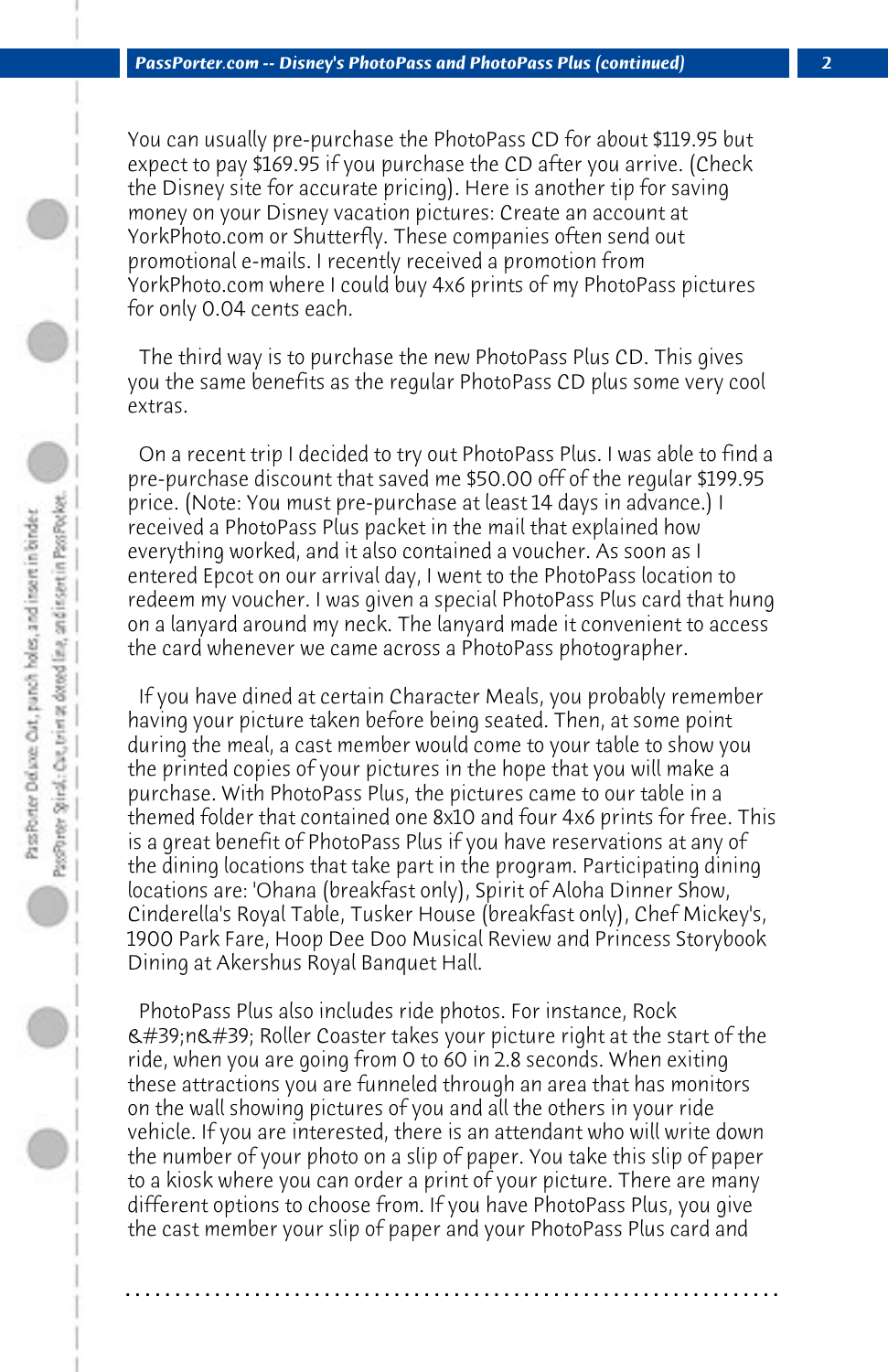You can usually pre-purchase the PhotoPass CD for about $119.95 but expect to pay $169.95 if you purchase the CD after you arrive. (Check the Disney site for accurate pricing). Here is another tip for saving money on your Disney vacation pictures: Create an account at YorkPhoto.com or Shutterfly. These companies often send out promotional e-mails. I recently received a promotion from YorkPhoto.com where I could buy 4x6 prints of my PhotoPass pictures for only 0.04 cents each.

The third way is to purchase the new PhotoPass Plus CD. This gives you the same benefits as the regular PhotoPass CD plus some very cool extras.

On a recent trip I decided to try out PhotoPass Plus. I was able to find a pre-purchase discount that saved me $50.00 off of the regular $199.95 price. (Note: You must pre-purchase at least 14 days in advance.) I received a PhotoPass Plus packet in the mail that explained how everything worked, and it also contained a voucher. As soon as I entered Epcot on our arrival day, I went to the PhotoPass location to redeem my voucher. I was given a special PhotoPass Plus card that hung on a lanyard around my neck. The lanyard made it convenient to access the card whenever we came across a PhotoPass photographer.

If you have dined at certain Character Meals, you probably remember having your picture taken before being seated. Then, at some point during the meal, a cast member would come to your table to show you the printed copies of your pictures in the hope that you will make a purchase. With PhotoPass Plus, the pictures came to our table in a themed folder that contained one 8x10 and four 4x6 prints for free. This is a great benefit of PhotoPass Plus if you have reservations at any of the dining locations that take part in the program. Participating dining locations are: 'Ohana (breakfast only), Spirit of Aloha Dinner Show, Cinderella's Royal Table, Tusker House (breakfast only), Chef Mickey's, 1900 Park Fare, Hoop Dee Doo Musical Review and Princess Storybook Dining at Akershus Royal Banquet Hall.

PhotoPass Plus also includes ride photos. For instance, Rock &#39;n&#39; Roller Coaster takes your picture right at the start of the ride, when you are going from 0 to 60 in 2.8 seconds. When exiting these attractions you are funneled through an area that has monitors on the wall showing pictures of you and all the others in your ride vehicle. If you are interested, there is an attendant who will write down the number of your photo on a slip of paper. You take this slip of paper to a kiosk where you can order a print of your picture. There are many different options to choose from. If you have PhotoPass Plus, you give the cast member your slip of paper and your PhotoPass Plus card and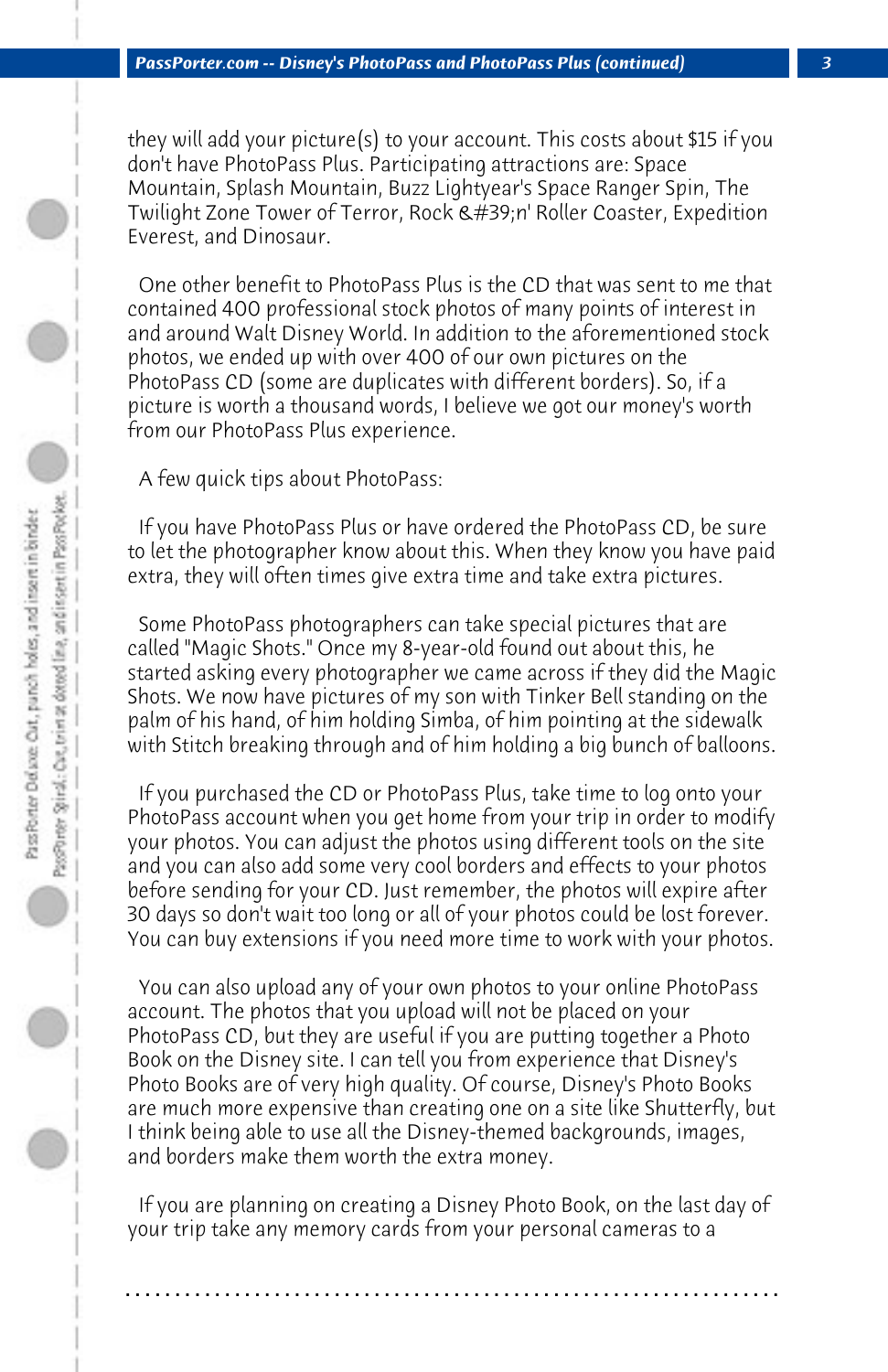they will add your picture(s) to your account. This costs about $15 if you don't have PhotoPass Plus. Participating attractions are: Space Mountain, Splash Mountain, Buzz Lightyear's Space Ranger Spin, The Twilight Zone Tower of Terror, Rock &#39;n' Roller Coaster, Expedition Everest, and Dinosaur.

One other benefit to PhotoPass Plus is the CD that was sent to me that contained 400 professional stock photos of many points of interest in and around Walt Disney World. In addition to the aforementioned stock photos, we ended up with over 400 of our own pictures on the PhotoPass CD (some are duplicates with different borders). So, if a picture is worth a thousand words, I believe we got our money's worth from our PhotoPass Plus experience.

A few quick tips about PhotoPass:

If you have PhotoPass Plus or have ordered the PhotoPass CD, be sure to let the photographer know about this. When they know you have paid extra, they will often times give extra time and take extra pictures.

Some PhotoPass photographers can take special pictures that are called "Magic Shots." Once my 8-year-old found out about this, he started asking every photographer we came across if they did the Magic Shots. We now have pictures of my son with Tinker Bell standing on the palm of his hand, of him holding Simba, of him pointing at the sidewalk with Stitch breaking through and of him holding a big bunch of balloons.

If you purchased the CD or PhotoPass Plus, take time to log onto your PhotoPass account when you get home from your trip in order to modify your photos. You can adjust the photos using different tools on the site and you can also add some very cool borders and effects to your photos before sending for your CD. Just remember, the photos will expire after 30 days so don't wait too long or all of your photos could be lost forever. You can buy extensions if you need more time to work with your photos.

You can also upload any of your own photos to your online PhotoPass account. The photos that you upload will not be placed on your PhotoPass CD, but they are useful if you are putting together a Photo Book on the Disney site. I can tell you from experience that Disney's Photo Books are of very high quality. Of course, Disney's Photo Books are much more expensive than creating one on a site like Shutterfly, but I think being able to use all the Disney-themed backgrounds, images, and borders make them worth the extra money.

If you are planning on creating a Disney Photo Book, on the last day of your trip take any memory cards from your personal cameras to a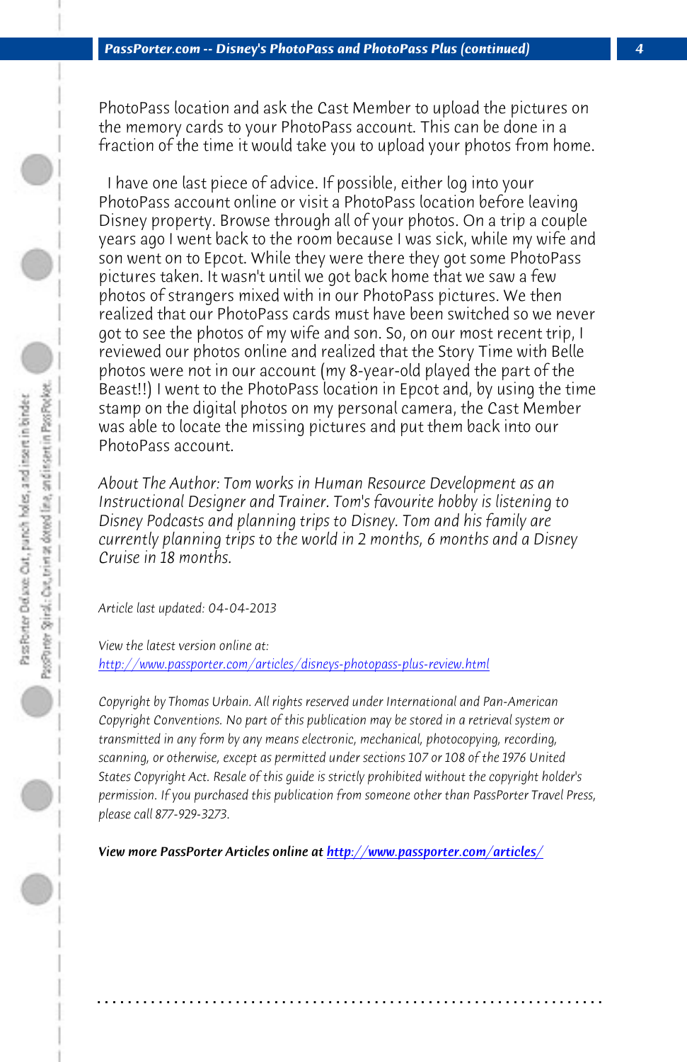PhotoPass location and ask the Cast Member to upload the pictures on the memory cards to your PhotoPass account. This can be done in a fraction of the time it would take you to upload your photos from home.

I have one last piece of advice. If possible, either log into your PhotoPass account online or visit a PhotoPass location before leaving Disney property. Browse through all of your photos. On a trip a couple years ago I went back to the room because I was sick, while my wife and son went on to Epcot. While they were there they got some PhotoPass pictures taken. It wasn't until we got back home that we saw a few photos of strangers mixed with in our PhotoPass pictures. We then realized that our PhotoPass cards must have been switched so we never got to see the photos of my wife and son. So, on our most recent trip, I reviewed our photos online and realized that the Story Time with Belle photos were not in our account (my 8-year-old played the part of the Beast!!) I went to the PhotoPass location in Epcot and, by using the time stamp on the digital photos on my personal camera, the Cast Member was able to locate the missing pictures and put them back into our PhotoPass account.

*About The Author: Tom works in Human Resource Development as an Instructional Designer and Trainer. Tom's favourite hobby is listening to Disney Podcasts and planning trips to Disney. Tom and his family are currently planning trips to the world in 2 months, 6 months and a Disney Cruise in 18 months.*

*Article last updated: 04-04-2013*

*View the latest version online at:*
*http://www.passporter.com/articles/disneys-photopass-plus-review.html*

*Copyright by Thomas Urbain. All rights reserved under International and Pan-American Copyright Conventions. No part of this publication may be stored in a retrieval system or transmitted in any form by any means electronic, mechanical, photocopying, recording, scanning, or otherwise, except as permitted under sections 107 or 108 of the 1976 United States Copyright Act. Resale of this guide is strictly prohibited without the copyright holder's permission. If you purchased this publication from someone other than PassPorter Travel Press, please call 877-929-3273.*

***View more PassPorter Articles online at http://www.passporter.com/articles/***